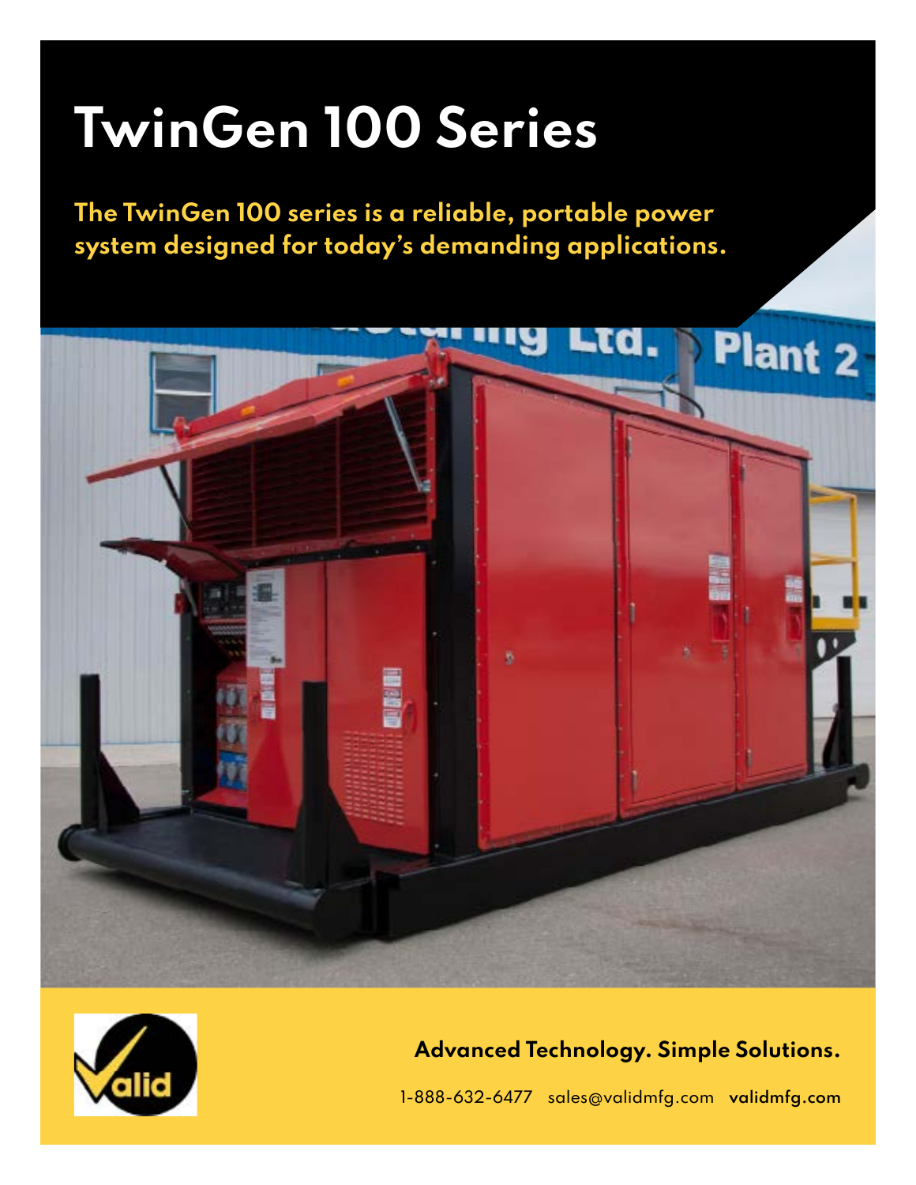# TwinGen 100 Series

**The TwinGen 100 series is a reliable, portable power system designed for today's demanding applications.**

**Advanced Technology. Simple Solutions.**

1-888-632-6477 sales@validmfg.com **validmfg.com**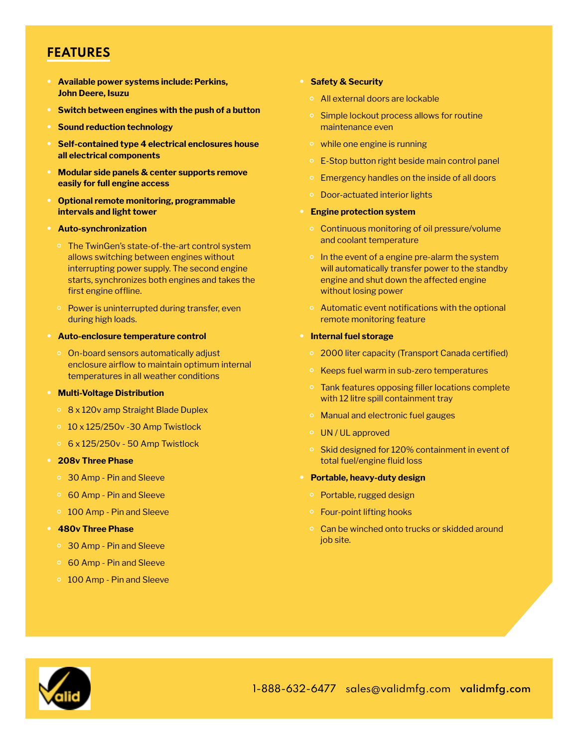## FEATURES

- **Available power systems include: Perkins, John Deere, Isuzu**
- **Switch between engines with the push of a button**
- **Sound reduction technology**
- **Self-contained type 4 electrical enclosures house all electrical components**
- **Modular side panels & center supports remove easily for full engine access**
- **Optional remote monitoring, programmable intervals and light tower**
- **Auto-synchronization**
  - The TwinGen's state-of-the-art control system allows switching between engines without interrupting power supply. The second engine starts, synchronizes both engines and takes the first engine offline.
  - Power is uninterrupted during transfer, even during high loads.
- **Auto-enclosure temperature control**
  - On-board sensors automatically adjust enclosure airflow to maintain optimum internal temperatures in all weather conditions
- **Multi-Voltage Distribution**
  - 8 x 120v amp Straight Blade Duplex
  - 10 x 125/250v -30 Amp Twistlock
  - 6 x 125/250v - 50 Amp Twistlock
- **208v Three Phase**
  - 30 Amp - Pin and Sleeve
  - 60 Amp - Pin and Sleeve
  - 100 Amp - Pin and Sleeve
- **480v Three Phase**
  - 30 Amp - Pin and Sleeve
  - 60 Amp - Pin and Sleeve
  - 100 Amp - Pin and Sleeve
- **Safety & Security**
  - All external doors are lockable
  - Simple lockout process allows for routine maintenance even
  - while one engine is running
  - E-Stop button right beside main control panel
  - Emergency handles on the inside of all doors
  - Door-actuated interior lights
- **Engine protection system**
  - Continuous monitoring of oil pressure/volume and coolant temperature
  - In the event of a engine pre-alarm the system will automatically transfer power to the standby engine and shut down the affected engine without losing power
  - Automatic event notifications with the optional remote monitoring feature
- **Internal fuel storage**
  - 2000 liter capacity (Transport Canada certified)
  - Keeps fuel warm in sub-zero temperatures
  - Tank features opposing filler locations complete with 12 litre spill containment tray
  - Manual and electronic fuel gauges
  - UN / UL approved
  - Skid designed for 120% containment in event of total fuel/engine fluid loss
- **Portable, heavy-duty design**
  - Portable, rugged design
  - Four-point lifting hooks
  - Can be winched onto trucks or skidded around job site.

1-888-632-6477 sales@validmfg.com **validmfg.com**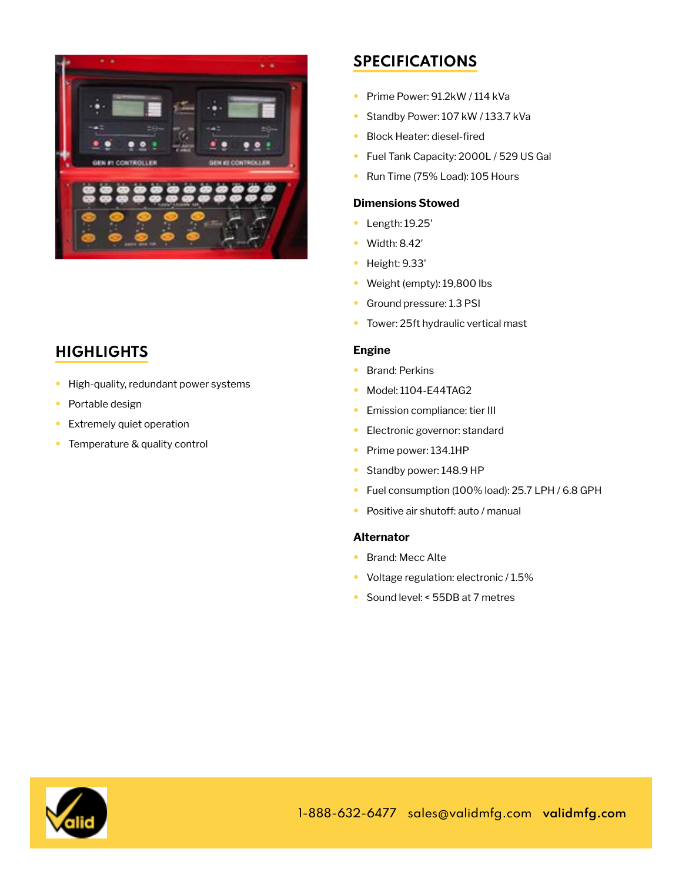## HIGHLIGHTS

- High-quality, redundant power systems
- Portable design
- Extremely quiet operation
- Temperature & quality control

## SPECIFICATIONS

- Prime Power: 91.2kW / 114 kVa
- Standby Power: 107 kW / 133.7 kVa
- Block Heater: diesel-fired
- Fuel Tank Capacity: 2000L / 529 US Gal
- Run Time (75% Load): 105 Hours

### Dimensions Stowed

- Length: 19.25'
- Width: 8.42'
- Height: 9.33'
- Weight (empty): 19,800 lbs
- Ground pressure: 1.3 PSI
- Tower: 25ft hydraulic vertical mast

### Engine

- Brand: Perkins
- Model: 1104-E44TAG2
- Emission compliance: tier III
- Electronic governor: standard
- Prime power: 134.1HP
- Standby power: 148.9 HP
- Fuel consumption (100% load): 25.7 LPH / 6.8 GPH
- Positive air shutoff: auto / manual

### Alternator

- Brand: Mecc Alte
- Voltage regulation: electronic / 1.5%
- Sound level: < 55DB at 7 metres

1-888-632-6477 sales@validmfg.com **validmfg.com**